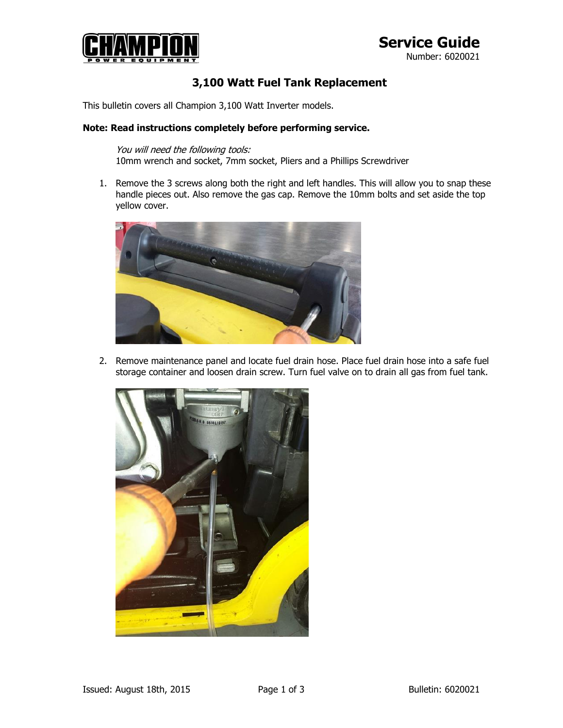# Service Guide

Number: 6020021

## 3,100 Watt Fuel Tank Replacement

This bulletin covers all Champion 3,100 Watt Inverter models.

**Note: Read instructions completely before performing service.**

*You will need the following tools:*
10mm wrench and socket, 7mm socket, Pliers and a Phillips Screwdriver

1. Remove the 3 screws along both the right and left handles. This will allow you to snap these handle pieces out. Also remove the gas cap. Remove the 10mm bolts and set aside the top yellow cover.

2. Remove maintenance panel and locate fuel drain hose. Place fuel drain hose into a safe fuel storage container and loosen drain screw. Turn fuel valve on to drain all gas from fuel tank.

Issued: August 18th, 2015

Bulletin: 6020021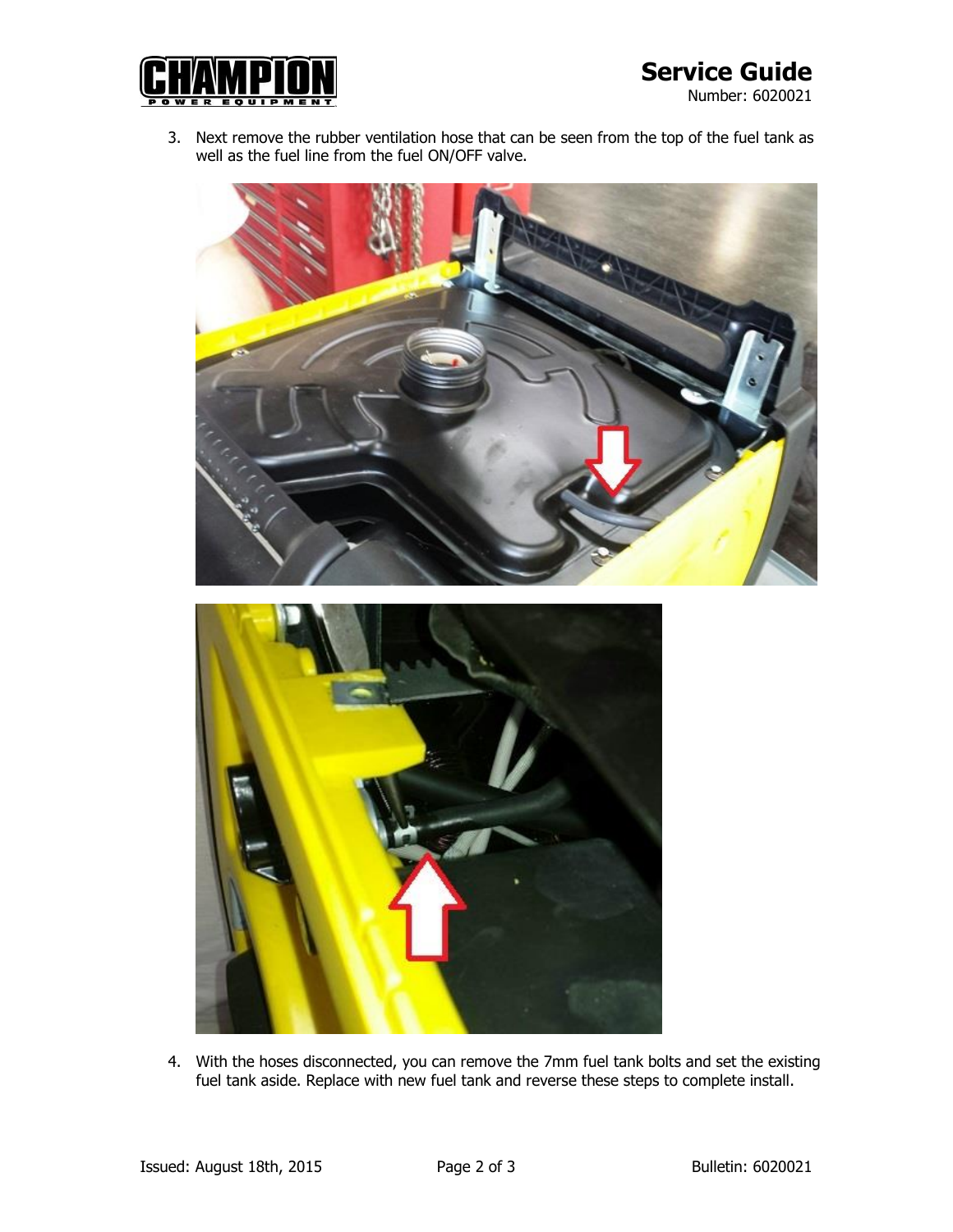3. Next remove the rubber ventilation hose that can be seen from the top of the fuel tank as well as the fuel line from the fuel ON/OFF valve.

4. With the hoses disconnected, you can remove the 7mm fuel tank bolts and set the existing fuel tank aside. Replace with new fuel tank and reverse these steps to complete install.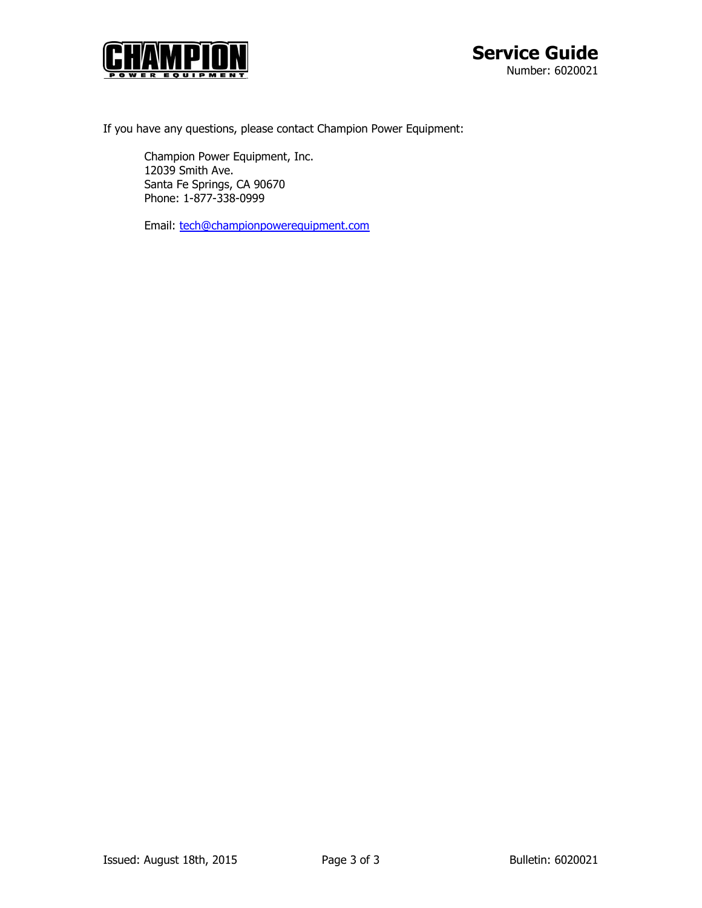If you have any questions, please contact Champion Power Equipment:

Champion Power Equipment, Inc.
12039 Smith Ave.
Santa Fe Springs, CA 90670
Phone: 1-877-338-0999

Email: tech@championpowerequipment.com